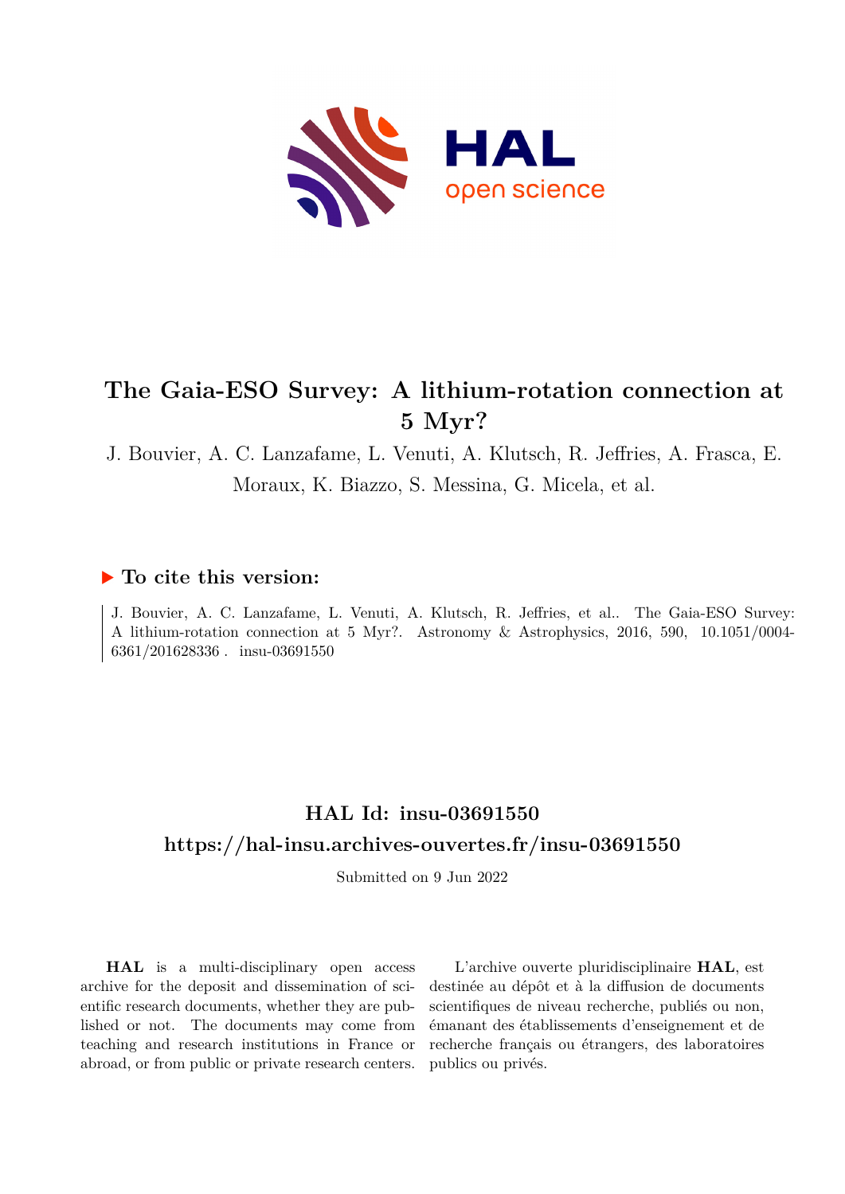# The Gaia-ESO Survey: A lithium-rotation connection at 5 Myr?

J. Bouvier, A. C. Lanzafame, L. Venuti, A. Klutsch, R. Jeffries, A. Frasca, E. Moraux, K. Biazzo, S. Messina, G. Micela, et al.

## ▶ To cite this version:

J. Bouvier, A. C. Lanzafame, L. Venuti, A. Klutsch, R. Jeffries, et al.. The Gaia-ESO Survey: A lithium-rotation connection at 5 Myr?. Astronomy & Astrophysics, 2016, 590, 10.1051/0004-6361/201628336 . insu-03691550

## HAL Id: insu-03691550

## https://hal-insu.archives-ouvertes.fr/insu-03691550

Submitted on 9 Jun 2022

**HAL** is a multi-disciplinary open access archive for the deposit and dissemination of scientific research documents, whether they are published or not. The documents may come from teaching and research institutions in France or abroad, or from public or private research centers.

L'archive ouverte pluridisciplinaire **HAL**, est destinée au dépôt et à la diffusion de documents scientifiques de niveau recherche, publiés ou non, émanant des établissements d'enseignement et de recherche français ou étrangers, des laboratoires publics ou privés.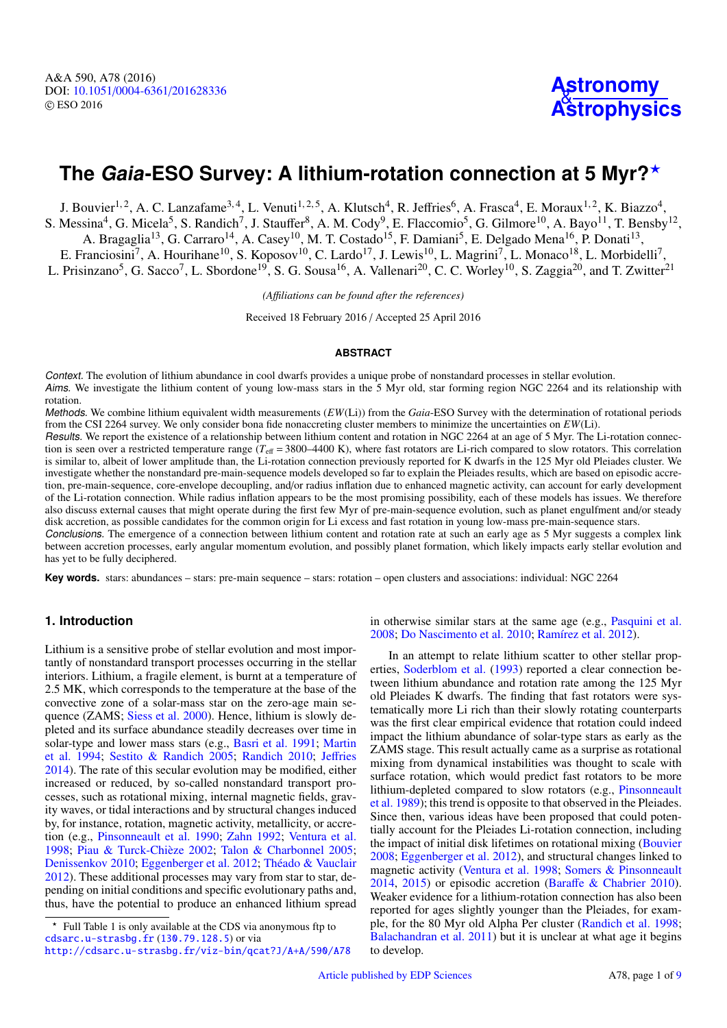# The *Gaia*-ESO Survey: A lithium-rotation connection at 5 Myr?*

J. Bouvier[1,2], A. C. Lanzafame[3,4], L. Venuti[1,2,5], A. Klutsch[4], R. Jeffries[6], A. Frasca[4], E. Moraux[1,2], K. Biazzo[4], S. Messina[4], G. Micela[5], S. Randich[7], J. Stauffer[8], A. M. Cody[9], E. Flaccomio[5], G. Gilmore[10], A. Bayo[11], T. Bensby[12], A. Bragaglia[13], G. Carraro[14], A. Casey[10], M. T. Costado[15], F. Damiani[5], E. Delgado Mena[16], P. Donati[13], E. Franciosini[7], A. Hourihane[10], S. Koposov[10], C. Lardo[17], J. Lewis[10], L. Magrini[7], L. Monaco[18], L. Morbidelli[7], L. Prisinzano[5], G. Sacco[7], L. Sbordone[19], S. G. Sousa[16], A. Vallenari[20], C. C. Worley[10], S. Zaggia[20], and T. Zwitter[21]

*(Affiliations can be found after the references)*

Received 18 February 2016 / Accepted 25 April 2016

## ABSTRACT

*Context.* The evolution of lithium abundance in cool dwarfs provides a unique probe of nonstandard processes in stellar evolution.

*Aims.* We investigate the lithium content of young low-mass stars in the 5 Myr old, star forming region NGC 2264 and its relationship with rotation.

*Methods.* We combine lithium equivalent width measurements ($EW$(Li)) from the *Gaia*-ESO Survey with the determination of rotational periods from the CSI 2264 survey. We only consider bona fide nonaccreting cluster members to minimize the uncertainties on $EW$(Li).

*Results.* We report the existence of a relationship between lithium content and rotation in NGC 2264 at an age of 5 Myr. The Li-rotation connection is seen over a restricted temperature range ($T_{\rm eff} = 3800$–$4400$ K), where fast rotators are Li-rich compared to slow rotators. This correlation is similar to, albeit of lower amplitude than, the Li-rotation connection previously reported for K dwarfs in the 125 Myr old Pleiades cluster. We investigate whether the nonstandard pre-main-sequence models developed so far to explain the Pleiades results, which are based on episodic accretion, pre-main-sequence, core-envelope decoupling, and/or radius inflation due to enhanced magnetic activity, can account for early development of the Li-rotation connection. While radius inflation appears to be the most promising possibility, each of these models has issues. We therefore also discuss external causes that might operate during the first few Myr of pre-main-sequence evolution, such as planet engulfment and/or steady disk accretion, as possible candidates for the common origin for Li excess and fast rotation in young low-mass pre-main-sequence stars.

*Conclusions.* The emergence of a connection between lithium content and rotation rate at such an early age as 5 Myr suggests a complex link between accretion processes, early angular momentum evolution, and possibly planet formation, which likely impacts early stellar evolution and has yet to be fully deciphered.

**Key words.** stars: abundances – stars: pre main sequence – stars: rotation – open clusters and associations: individual: NGC 2264

## 1. Introduction

Lithium is a sensitive probe of stellar evolution and most importantly of nonstandard transport processes occurring in the stellar interiors. Lithium, a fragile element, is burnt at a temperature of 2.5 MK, which corresponds to the temperature at the base of the convective zone of a solar-mass star on the zero-age main sequence (ZAMS; Siess et al. 2000). Hence, lithium is slowly depleted and its surface abundance steadily decreases over time in solar-type and lower mass stars (e.g., Basri et al. 1991; Martin et al. 1994; Sestito & Randich 2005; Randich 2010; Jeffries 2014). The rate of this secular evolution may be modified, either increased or reduced, by so-called nonstandard transport processes, such as rotational mixing, internal magnetic fields, gravity waves, or tidal interactions and by structural changes induced by, for instance, rotation, magnetic activity, metallicity, or accretion (e.g., Pinsonneault et al. 1990; Zahn 1992; Ventura et al. 1998; Piau & Turck-Chièze 2002; Talon & Charbonnel 2005; Denissenkov 2010; Eggenberger et al. 2012; Théado & Vauclair 2012). These additional processes may vary from star to star, depending on initial conditions and specific evolutionary paths and, thus, have the potential to produce an enhanced lithium spread in otherwise similar stars at the same age (e.g., Pasquini et al. 2008; Do Nascimento et al. 2010; Ramírez et al. 2012).

In an attempt to relate lithium scatter to other stellar properties, Soderblom et al. (1993) reported a clear connection between lithium abundance and rotation rate among the 125 Myr old Pleiades K dwarfs. The finding that fast rotators were systematically more Li rich than their slowly rotating counterparts was the first clear empirical evidence that rotation could indeed impact the lithium abundance of solar-type stars as early as the ZAMS stage. This result actually came as a surprise as rotational mixing from dynamical instabilities was thought to scale with surface rotation, which would predict fast rotators to be more lithium-depleted compared to slow rotators (e.g., Pinsonneault et al. 1989); this trend is opposite to that observed in the Pleiades. Since then, various ideas have been proposed that could potentially account for the Pleiades Li-rotation connection, including the impact of initial disk lifetimes on rotational mixing (Bouvier 2008; Eggenberger et al. 2012), and structural changes linked to magnetic activity (Ventura et al. 1998; Somers & Pinsonneault 2014, 2015) or episodic accretion (Baraffe & Chabrier 2010). Weaker evidence for a lithium-rotation connection has also been reported for ages slightly younger than the Pleiades, for example, for the 80 Myr old Alpha Per cluster (Randich et al. 1998; Balachandran et al. 2011) but it is unclear at what age it begins to develop.

---

* Full Table 1 is only available at the CDS via anonymous ftp to cdsarc.u-strasbg.fr (130.79.128.5) or via http://cdsarc.u-strasbg.fr/viz-bin/qcat?J/A+A/590/A78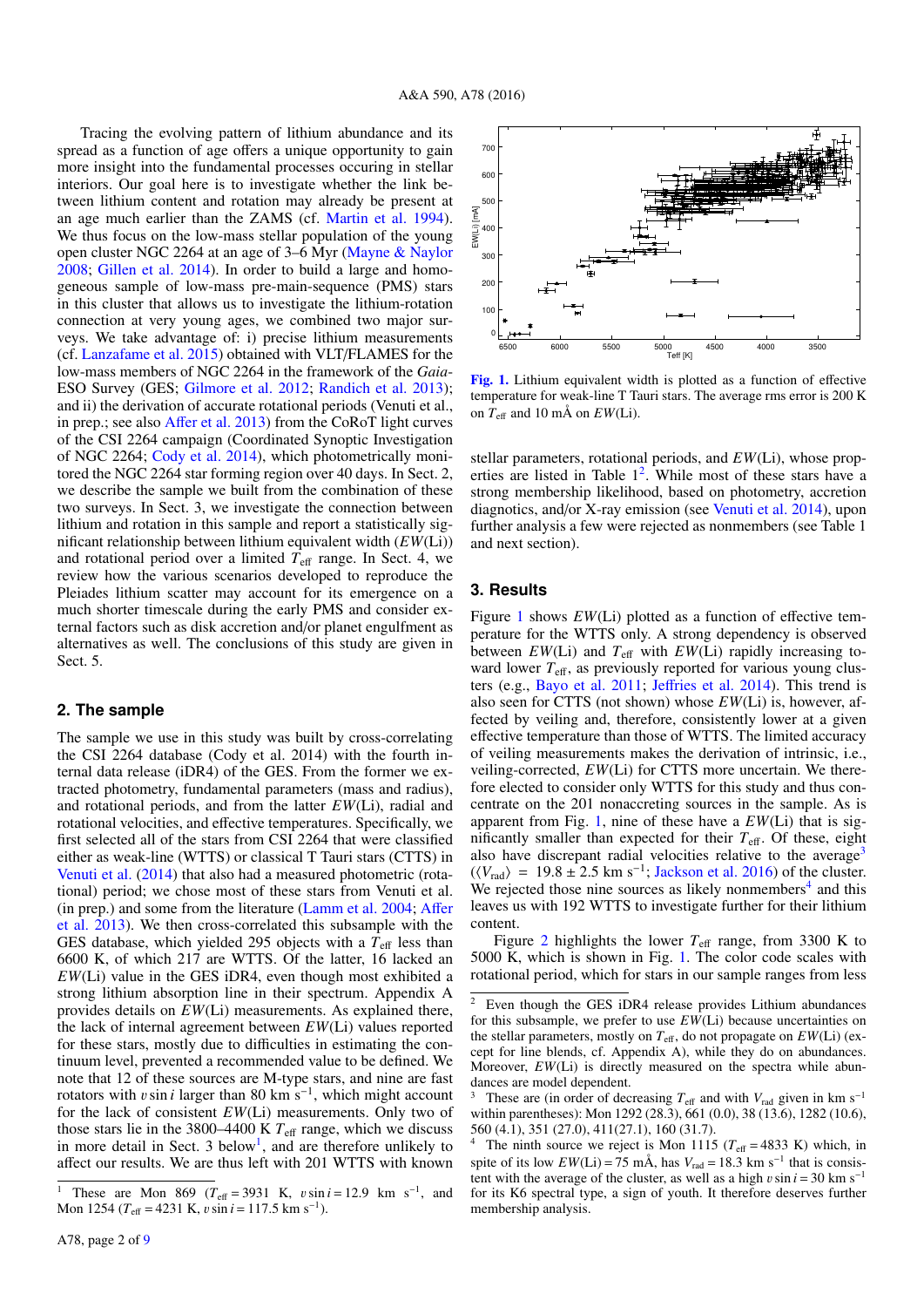Tracing the evolving pattern of lithium abundance and its spread as a function of age offers a unique opportunity to gain more insight into the fundamental processes occuring in stellar interiors. Our goal here is to investigate whether the link between lithium content and rotation may already be present at an age much earlier than the ZAMS (cf. Martin et al. 1994). We thus focus on the low-mass stellar population of the young open cluster NGC 2264 at an age of 3–6 Myr (Mayne & Naylor 2008; Gillen et al. 2014). In order to build a large and homogeneous sample of low-mass pre-main-sequence (PMS) stars in this cluster that allows us to investigate the lithium-rotation connection at very young ages, we combined two major surveys. We take advantage of: i) precise lithium measurements (cf. Lanzafame et al. 2015) obtained with VLT/FLAMES for the low-mass members of NGC 2264 in the framework of the *Gaia*-ESO Survey (GES; Gilmore et al. 2012; Randich et al. 2013); and ii) the derivation of accurate rotational periods (Venuti et al., in prep.; see also Affer et al. 2013) from the CoRoT light curves of the CSI 2264 campaign (Coordinated Synoptic Investigation of NGC 2264; Cody et al. 2014), which photometrically monitored the NGC 2264 star forming region over 40 days. In Sect. 2, we describe the sample we built from the combination of these two surveys. In Sect. 3, we investigate the connection between lithium and rotation in this sample and report a statistically significant relationship between lithium equivalent width ($EW$(Li)) and rotational period over a limited $T_{\rm eff}$ range. In Sect. 4, we review how the various scenarios developed to reproduce the Pleiades lithium scatter may account for its emergence on a much shorter timescale during the early PMS and consider external factors such as disk accretion and/or planet engulfment as alternatives as well. The conclusions of this study are given in Sect. 5.

## 2. The sample

The sample we use in this study was built by cross-correlating the CSI 2264 database (Cody et al. 2014) with the fourth internal data release (iDR4) of the GES. From the former we extracted photometry, fundamental parameters (mass and radius), and rotational periods, and from the latter $EW$(Li), radial and rotational velocities, and effective temperatures. Specifically, we first selected all of the stars from CSI 2264 that were classified either as weak-line (WTTS) or classical T Tauri stars (CTTS) in Venuti et al. (2014) that also had a measured photometric (rotational) period; we chose most of these stars from Venuti et al. (in prep.) and some from the literature (Lamm et al. 2004; Affer et al. 2013). We then cross-correlated this subsample with the GES database, which yielded 295 objects with a $T_{\rm eff}$ less than 6600 K, of which 217 are WTTS. Of the latter, 16 lacked an $EW$(Li) value in the GES iDR4, even though most exhibited a strong lithium absorption line in their spectrum. Appendix A provides details on $EW$(Li) measurements. As explained there, the lack of internal agreement between $EW$(Li) values reported for these stars, mostly due to difficulties in estimating the continuum level, prevented a recommended value to be defined. We note that 12 of these sources are M-type stars, and nine are fast rotators with $v \sin i$ larger than 80 km s$^{-1}$, which might account for the lack of consistent $EW$(Li) measurements. Only two of those stars lie in the 3800–4400 K $T_{\rm eff}$ range, which we discuss in more detail in Sect. 3 below[1], and are therefore unlikely to affect our results. We are thus left with 201 WTTS with known stellar parameters, rotational periods, and $EW$(Li), whose properties are listed in Table 1[2]. While most of these stars have a strong membership likelihood, based on photometry, accretion diagnostics, and/or X-ray emission (see Venuti et al. 2014), upon further analysis a few were rejected as nonmembers (see Table 1 and next section).

[1] These are Mon 869 ($T_{\rm eff}$ = 3931 K, $v \sin i$ = 12.9 km s$^{-1}$, and Mon 1254 ($T_{\rm eff}$ = 4231 K, $v \sin i$ = 117.5 km s$^{-1}$).

[2] Even though the GES iDR4 release provides Lithium abundances for this subsample, we prefer to use $EW$(Li) because uncertainties on the stellar parameters, mostly on $T_{\rm eff}$, do not propagate on $EW$(Li) (except for line blends, cf. Appendix A), while they do on abundances. Moreover, $EW$(Li) is directly measured on the spectra while abundances are model dependent.

**Fig. 1.** Lithium equivalent width is plotted as a function of effective temperature for weak-line T Tauri stars. The average rms error is 200 K on $T_{\rm eff}$ and 10 mÅ on $EW$(Li).

## 3. Results

Figure 1 shows $EW$(Li) plotted as a function of effective temperature for the WTTS only. A strong dependency is observed between $EW$(Li) and $T_{\rm eff}$ with $EW$(Li) rapidly increasing toward lower $T_{\rm eff}$, as previously reported for various young clusters (e.g., Bayo et al. 2011; Jeffries et al. 2014). This trend is also seen for CTTS (not shown) whose $EW$(Li) is, however, affected by veiling and, therefore, consistently lower at a given effective temperature than those of WTTS. The limited accuracy of veiling measurements makes the derivation of intrinsic, i.e., veiling-corrected, $EW$(Li) for CTTS more uncertain. We therefore elected to consider only WTTS for this study and thus concentrate on the 201 nonaccreting sources in the sample. As is apparent from Fig. 1, nine of these have a $EW$(Li) that is significantly smaller than expected for their $T_{\rm eff}$. Of these, eight also have discrepant radial velocities relative to the average[3] ($\langle V_{\rm rad} \rangle$ = 19.8 ± 2.5 km s$^{-1}$; Jackson et al. 2016) of the cluster. We rejected those nine sources as likely nonmembers[4] and this leaves us with 192 WTTS to investigate further for their lithium content.

Figure 2 highlights the lower $T_{\rm eff}$ range, from 3300 K to 5000 K, which is shown in Fig. 1. The color code scales with rotational period, which for stars in our sample ranges from less

[3] These are (in order of decreasing $T_{\rm eff}$ and with $V_{\rm rad}$ given in km s$^{-1}$ within parentheses): Mon 1292 (28.3), 661 (0.0), 38 (13.6), 1282 (10.6), 560 (4.1), 351 (27.0), 411(27.1), 160 (31.7).

[4] The ninth source we reject is Mon 1115 ($T_{\rm eff}$ = 4833 K) which, in spite of its low $EW$(Li) = 75 mÅ, has $V_{\rm rad}$ = 18.3 km s$^{-1}$ that is consistent with the average of the cluster, as well as a high $v \sin i$ = 30 km s$^{-1}$ for its K6 spectral type, a sign of youth. It therefore deserves further membership analysis.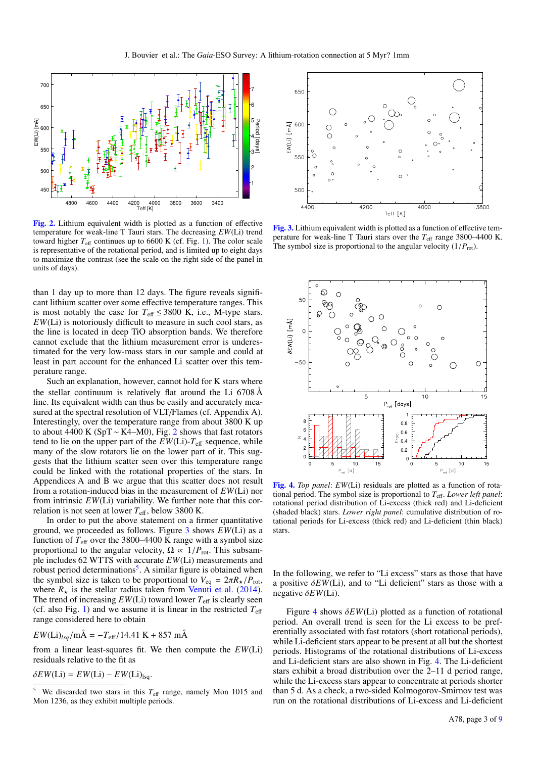**Fig. 2.** Lithium equivalent width is plotted as a function of effective temperature for weak-line T Tauri stars. The decreasing $EW$(Li) trend toward higher $T_{\rm eff}$ continues up to 6600 K (cf. Fig. 1). The color scale is representative of the rotational period, and is limited up to eight days to maximize the contrast (see the scale on the right side of the panel in units of days).

**Fig. 3.** Lithium equivalent width is plotted as a function of effective temperature for weak-line T Tauri stars over the $T_{\rm eff}$ range 3800–4400 K. The symbol size is proportional to the angular velocity ($1/P_{\rm rot}$).

than 1 day up to more than 12 days. The figure reveals significant lithium scatter over some effective temperature ranges. This is most notably the case for $T_{\rm eff} \leq 3800$ K, i.e., M-type stars. $EW$(Li) is notoriously difficult to measure in such cool stars, as the line is located in deep TiO absorption bands. We therefore cannot exclude that the lithium measurement error is underestimated for the very low-mass stars in our sample and could at least in part account for the enhanced Li scatter over this temperature range.

Such an explanation, however, cannot hold for K stars where the stellar continuum is relatively flat around the Li 6708 Å line. Its equivalent width can thus be easily and accurately measured at the spectral resolution of VLT/Flames (cf. Appendix A). Interestingly, over the temperature range from about 3800 K up to about 4400 K (SpT ~ K4–M0), Fig. 2 shows that fast rotators tend to lie on the upper part of the $EW$(Li)-$T_{\rm eff}$ sequence, while many of the slow rotators lie on the lower part of it. This suggests that the lithium scatter seen over this temperature range could be linked with the rotational properties of the stars. In Appendices A and B we argue that this scatter does not result from a rotation-induced bias in the measurement of $EW$(Li) nor from intrinsic $EW$(Li) variability. We further note that this correlation is not seen at lower $T_{\rm eff}$, below 3800 K.

In order to put the above statement on a firmer quantitative ground, we proceeded as follows. Figure 3 shows $EW$(Li) as a function of $T_{\rm eff}$ over the 3800–4400 K range with a symbol size proportional to the angular velocity, $\Omega \propto 1/P_{\rm rot}$. This subsample includes 62 WTTS with accurate $EW$(Li) measurements and robust period determinations[5]. A similar figure is obtained when the symbol size is taken to be proportional to $V_{\rm eq} = 2\pi R_\star/P_{\rm rot}$, where $R_\star$ is the stellar radius taken from Venuti et al. (2014). The trend of increasing $EW$(Li) toward lower $T_{\rm eff}$ is clearly seen (cf. also Fig. 1) and we assume it is linear in the restricted $T_{\rm eff}$ range considered here to obtain

$$EW({\rm Li})_{lsq}/{\rm m\AA} = -T_{\rm eff}/14.41\ {\rm K} + 857\ {\rm m\AA}$$

from a linear least-squares fit. We then compute the $EW$(Li) residuals relative to the fit as

$$\delta EW({\rm Li}) = EW({\rm Li}) - EW({\rm Li})_{\rm lsq}.$$

[5] We discarded two stars in this $T_{\rm eff}$ range, namely Mon 1015 and Mon 1236, as they exhibit multiple periods.

**Fig. 4.** *Top panel*: $EW$(Li) residuals are plotted as a function of rotational period. The symbol size is proportional to $T_{\rm eff}$. *Lower left panel*: rotational period distribution of Li-excess (thick red) and Li-deficient (shaded black) stars. *Lower right panel*: cumulative distribution of rotational periods for Li-excess (thick red) and Li-deficient (thin black) stars.

In the following, we refer to "Li excess" stars as those that have a positive $\delta EW$(Li), and to "Li deficient" stars as those with a negative $\delta EW$(Li).

Figure 4 shows $\delta EW$(Li) plotted as a function of rotational period. An overall trend is seen for the Li excess to be preferentially associated with fast rotators (short rotational periods), while Li-deficient stars appear to be present at all but the shortest periods. Histograms of the rotational distributions of Li-excess and Li-deficient stars are also shown in Fig. 4. The Li-deficient stars exhibit a broad distribution over the 2–11 d period range, while the Li-excess stars appear to concentrate at periods shorter than 5 d. As a check, a two-sided Kolmogorov-Smirnov test was run on the rotational distributions of Li-excess and Li-deficient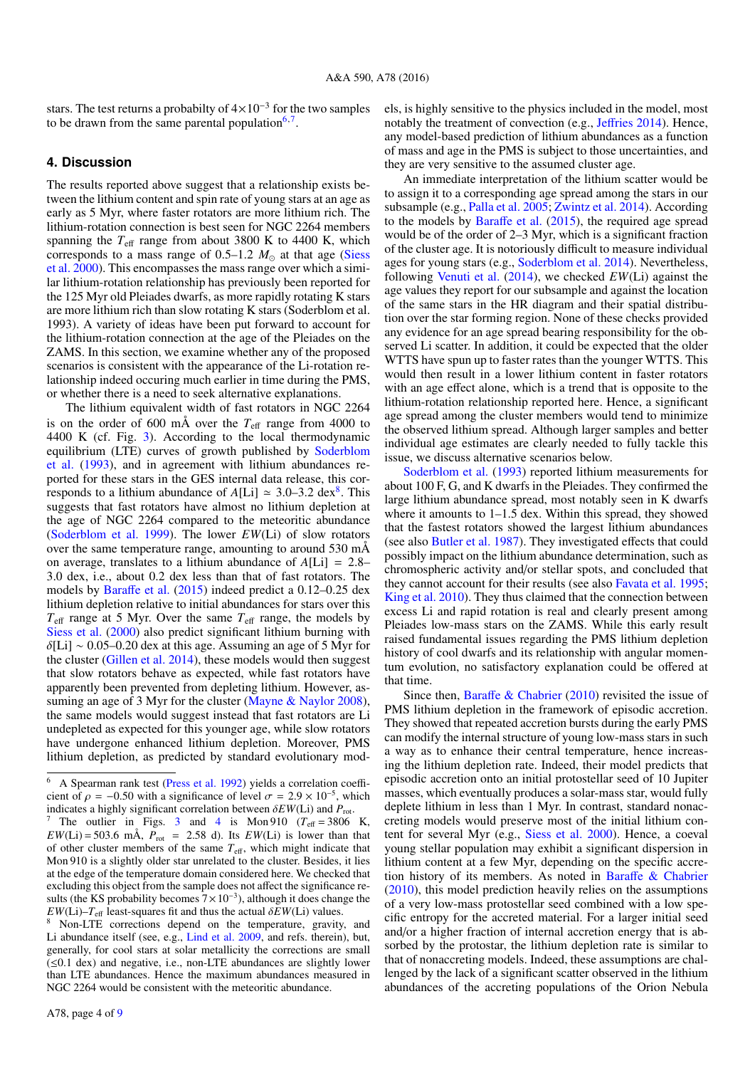stars. The test returns a probabilty of $4\times10^{-3}$ for the two samples to be drawn from the same parental population[6,7].

## 4. Discussion

The results reported above suggest that a relationship exists between the lithium content and spin rate of young stars at an age as early as 5 Myr, where faster rotators are more lithium rich. The lithium-rotation connection is best seen for NGC 2264 members spanning the $T_{\rm eff}$ range from about 3800 K to 4400 K, which corresponds to a mass range of 0.5–1.2 $M_\odot$ at that age (Siess et al. 2000). This encompasses the mass range over which a similar lithium-rotation relationship has previously been reported for the 125 Myr old Pleiades dwarfs, as more rapidly rotating K stars are more lithium rich than slow rotating K stars (Soderblom et al. 1993). A variety of ideas have been put forward to account for the lithium-rotation connection at the age of the Pleiades on the ZAMS. In this section, we examine whether any of the proposed scenarios is consistent with the appearance of the Li-rotation relationship indeed occuring much earlier in time during the PMS, or whether there is a need to seek alternative explanations.

The lithium equivalent width of fast rotators in NGC 2264 is on the order of 600 mÅ over the $T_{\rm eff}$ range from 4000 to 4400 K (cf. Fig. 3). According to the local thermodynamic equilibrium (LTE) curves of growth published by Soderblom et al. (1993), and in agreement with lithium abundances reported for these stars in the GES internal data release, this corresponds to a lithium abundance of $A$[Li] $\simeq$ 3.0–3.2 dex[8]. This suggests that fast rotators have almost no lithium depletion at the age of NGC 2264 compared to the meteoritic abundance (Soderblom et al. 1999). The lower $EW$(Li) of slow rotators over the same temperature range, amounting to around 530 mÅ on average, translates to a lithium abundance of $A$[Li] = 2.8–3.0 dex, i.e., about 0.2 dex less than that of fast rotators. The models by Baraffe et al. (2015) indeed predict a 0.12–0.25 dex lithium depletion relative to initial abundances for stars over this $T_{\rm eff}$ range at 5 Myr. Over the same $T_{\rm eff}$ range, the models by Siess et al. (2000) also predict significant lithium burning with $\delta$[Li] $\sim$ 0.05–0.20 dex at this age. Assuming an age of 5 Myr for the cluster (Gillen et al. 2014), these models would then suggest that slow rotators behave as expected, while fast rotators have apparently been prevented from depleting lithium. However, assuming an age of 3 Myr for the cluster (Mayne & Naylor 2008), the same models would suggest instead that fast rotators are Li undepleted as expected for this younger age, while slow rotators have undergone enhanced lithium depletion. Moreover, PMS lithium depletion, as predicted by standard evolutionary models, is highly sensitive to the physics included in the model, most notably the treatment of convection (e.g., Jeffries 2014). Hence, any model-based prediction of lithium abundances as a function of mass and age in the PMS is subject to those uncertainties, and they are very sensitive to the assumed cluster age.

An immediate interpretation of the lithium scatter would be to assign it to a corresponding age spread among the stars in our subsample (e.g., Palla et al. 2005; Zwintz et al. 2014). According to the models by Baraffe et al. (2015), the required age spread would be of the order of 2–3 Myr, which is a significant fraction of the cluster age. It is notoriously difficult to measure individual ages for young stars (e.g., Soderblom et al. 2014). Nevertheless, following Venuti et al. (2014), we checked $EW$(Li) against the age values they report for our subsample and against the location of the same stars in the HR diagram and their spatial distribution over the star forming region. None of these checks provided any evidence for an age spread bearing responsibility for the observed Li scatter. In addition, it could be expected that the older WTTS have spun up to faster rates than the younger WTTS. This would then result in a lower lithium content in faster rotators with an age effect alone, which is a trend that is opposite to the lithium-rotation relationship reported here. Hence, a significant age spread among the cluster members would tend to minimize the observed lithium spread. Although larger samples and better individual age estimates are clearly needed to fully tackle this issue, we discuss alternative scenarios below.

Soderblom et al. (1993) reported lithium measurements for about 100 F, G, and K dwarfs in the Pleiades. They confirmed the large lithium abundance spread, most notably seen in K dwarfs where it amounts to 1–1.5 dex. Within this spread, they showed that the fastest rotators showed the largest lithium abundances (see also Butler et al. 1987). They investigated effects that could possibly impact on the lithium abundance determination, such as chromospheric activity and/or stellar spots, and concluded that they cannot account for their results (see also Favata et al. 1995; King et al. 2010). They thus claimed that the connection between excess Li and rapid rotation is real and clearly present among Pleiades low-mass stars on the ZAMS. While this early result raised fundamental issues regarding the PMS lithium depletion history of cool dwarfs and its relationship with angular momentum evolution, no satisfactory explanation could be offered at that time.

Since then, Baraffe & Chabrier (2010) revisited the issue of PMS lithium depletion in the framework of episodic accretion. They showed that repeated accretion bursts during the early PMS can modify the internal structure of young low-mass stars in such a way as to enhance their central temperature, hence increasing the lithium depletion rate. Indeed, their model predicts that episodic accretion onto an initial protostellar seed of 10 Jupiter masses, which eventually produces a solar-mass star, would fully deplete lithium in less than 1 Myr. In contrast, standard nonaccreting models would preserve most of the initial lithium content for several Myr (e.g., Siess et al. 2000). Hence, a coeval young stellar population may exhibit a significant dispersion in lithium content at a few Myr, depending on the specific accretion history of its members. As noted in Baraffe & Chabrier (2010), this model prediction heavily relies on the assumptions of a very low-mass protostellar seed combined with a low specific entropy for the accreted material. For a larger initial seed and/or a higher fraction of internal accretion energy that is absorbed by the protostar, the lithium depletion rate is similar to that of nonaccreting models. Indeed, these assumptions are challenged by the lack of a significant scatter observed in the lithium abundances of the accreting populations of the Orion Nebula

---

[6] A Spearman rank test (Press et al. 1992) yields a correlation coefficient of $\rho = -0.50$ with a significance of level $\sigma = 2.9\times10^{-5}$, which indicates a highly significant correlation between $\delta EW$(Li) and $P_{\rm rot}$.

[7] The outlier in Figs. 3 and 4 is Mon 910 ($T_{\rm eff}$ = 3806 K, $EW$(Li) = 503.6 mÅ, $P_{\rm rot}$ = 2.58 d). Its $EW$(Li) is lower than that of other cluster members of the same $T_{\rm eff}$, which might indicate that Mon 910 is a slightly older star unrelated to the cluster. Besides, it lies at the edge of the temperature domain considered here. We checked that excluding this object from the sample does not affect the significance results (the KS probability becomes $7\times10^{-3}$), although it does change the $EW$(Li)–$T_{\rm eff}$ least-squares fit and thus the actual $\delta EW$(Li) values.

[8] Non-LTE corrections depend on the temperature, gravity, and Li abundance itself (see, e.g., Lind et al. 2009, and refs. therein), but, generally, for cool stars at solar metallicity the corrections are small ($\lesssim$0.1 dex) and negative, i.e., non-LTE abundances are slightly lower than LTE abundances. Hence the maximum abundances measured in NGC 2264 would be consistent with the meteoritic abundance.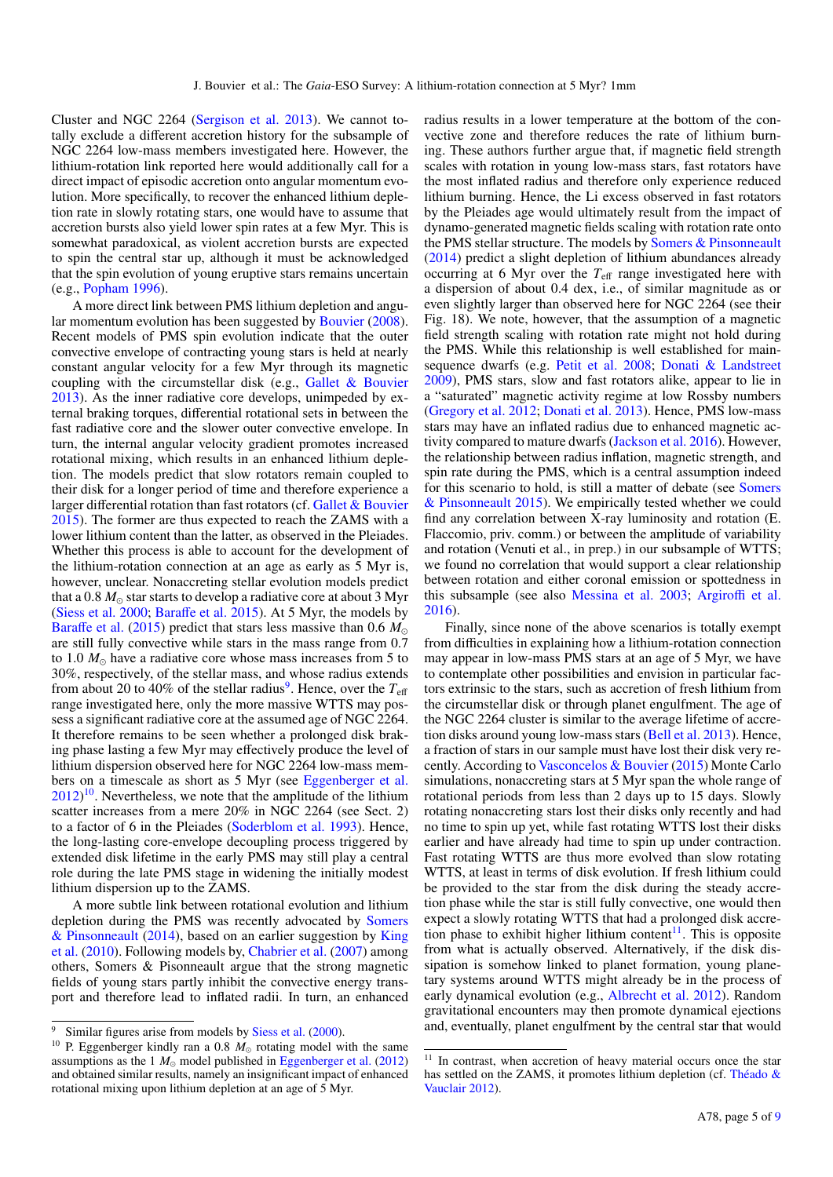Cluster and NGC 2264 (Sergison et al. 2013). We cannot totally exclude a different accretion history for the subsample of NGC 2264 low-mass members investigated here. However, the lithium-rotation link reported here would additionally call for a direct impact of episodic accretion onto angular momentum evolution. More specifically, to recover the enhanced lithium depletion rate in slowly rotating stars, one would have to assume that accretion bursts also yield lower spin rates at a few Myr. This is somewhat paradoxical, as violent accretion bursts are expected to spin the central star up, although it must be acknowledged that the spin evolution of young eruptive stars remains uncertain (e.g., Popham 1996).

A more direct link between PMS lithium depletion and angular momentum evolution has been suggested by Bouvier (2008). Recent models of PMS spin evolution indicate that the outer convective envelope of contracting young stars is held at nearly constant angular velocity for a few Myr through its magnetic coupling with the circumstellar disk (e.g., Gallet & Bouvier 2013). As the inner radiative core develops, unimpeded by external braking torques, differential rotational sets in between the fast radiative core and the slower outer convective envelope. In turn, the internal angular velocity gradient promotes increased rotational mixing, which results in an enhanced lithium depletion. The models predict that slow rotators remain coupled to their disk for a longer period of time and therefore experience a larger differential rotation than fast rotators (cf. Gallet & Bouvier 2015). The former are thus expected to reach the ZAMS with a lower lithium content than the latter, as observed in the Pleiades. Whether this process is able to account for the development of the lithium-rotation connection at an age as early as 5 Myr is, however, unclear. Nonaccreting stellar evolution models predict that a 0.8 $M_{\odot}$ star starts to develop a radiative core at about 3 Myr (Siess et al. 2000; Baraffe et al. 2015). At 5 Myr, the models by Baraffe et al. (2015) predict that stars less massive than 0.6 $M_{\odot}$ are still fully convective while stars in the mass range from 0.7 to 1.0 $M_{\odot}$ have a radiative core whose mass increases from 5 to 30%, respectively, of the stellar mass, and whose radius extends from about 20 to 40% of the stellar radius[9]. Hence, over the $T_{\rm eff}$ range investigated here, only the more massive WTTS may possess a significant radiative core at the assumed age of NGC 2264. It therefore remains to be seen whether a prolonged disk braking phase lasting a few Myr may effectively produce the level of lithium dispersion observed here for NGC 2264 low-mass members on a timescale as short as 5 Myr (see Eggenberger et al. 2012)[10]. Nevertheless, we note that the amplitude of the lithium scatter increases from a mere 20% in NGC 2264 (see Sect. 2) to a factor of 6 in the Pleiades (Soderblom et al. 1993). Hence, the long-lasting core-envelope decoupling process triggered by extended disk lifetime in the early PMS may still play a central role during the late PMS stage in widening the initially modest lithium dispersion up to the ZAMS.

A more subtle link between rotational evolution and lithium depletion during the PMS was recently advocated by Somers & Pinsonneault (2014), based on an earlier suggestion by King et al. (2010). Following models by, Chabrier et al. (2007) among others, Somers & Pisonneault argue that the strong magnetic fields of young stars partly inhibit the convective energy transport and therefore lead to inflated radii. In turn, an enhanced radius results in a lower temperature at the bottom of the convective zone and therefore reduces the rate of lithium burning. These authors further argue that, if magnetic field strength scales with rotation in young low-mass stars, fast rotators have the most inflated radius and therefore only experience reduced lithium burning. Hence, the Li excess observed in fast rotators by the Pleiades age would ultimately result from the impact of dynamo-generated magnetic fields scaling with rotation rate onto the PMS stellar structure. The models by Somers & Pinsonneault (2014) predict a slight depletion of lithium abundances already occurring at 6 Myr over the $T_{\rm eff}$ range investigated here with a dispersion of about 0.4 dex, i.e., of similar magnitude as or even slightly larger than observed here for NGC 2264 (see their Fig. 18). We note, however, that the assumption of a magnetic field strength scaling with rotation rate might not hold during the PMS. While this relationship is well established for main-sequence dwarfs (e.g. Petit et al. 2008; Donati & Landstreet 2009), PMS stars, slow and fast rotators alike, appear to lie in a "saturated" magnetic activity regime at low Rossby numbers (Gregory et al. 2012; Donati et al. 2013). Hence, PMS low-mass stars may have an inflated radius due to enhanced magnetic activity compared to mature dwarfs (Jackson et al. 2016). However, the relationship between radius inflation, magnetic strength, and spin rate during the PMS, which is a central assumption indeed for this scenario to hold, is still a matter of debate (see Somers & Pinsonneault 2015). We empirically tested whether we could find any correlation between X-ray luminosity and rotation (E. Flaccomio, priv. comm.) or between the amplitude of variability and rotation (Venuti et al., in prep.) in our subsample of WTTS; we found no correlation that would support a clear relationship between rotation and either coronal emission or spottedness in this subsample (see also Messina et al. 2003; Argiroffi et al. 2016).

Finally, since none of the above scenarios is totally exempt from difficulties in explaining how a lithium-rotation connection may appear in low-mass PMS stars at an age of 5 Myr, we have to contemplate other possibilities and envision in particular factors extrinsic to the stars, such as accretion of fresh lithium from the circumstellar disk or through planet engulfment. The age of the NGC 2264 cluster is similar to the average lifetime of accretion disks around young low-mass stars (Bell et al. 2013). Hence, a fraction of stars in our sample must have lost their disk very recently. According to Vasconcelos & Bouvier (2015) Monte Carlo simulations, nonaccreting stars at 5 Myr span the whole range of rotational periods from less than 2 days up to 15 days. Slowly rotating nonaccreting stars lost their disks only recently and had no time to spin up yet, while fast rotating WTTS lost their disks earlier and have already had time to spin up under contraction. Fast rotating WTTS are thus more evolved than slow rotating WTTS, at least in terms of disk evolution. If fresh lithium could be provided to the star from the disk during the steady accretion phase while the star is still fully convective, one would then expect a slowly rotating WTTS that had a prolonged disk accretion phase to exhibit higher lithium content[11]. This is opposite from what is actually observed. Alternatively, if the disk dissipation is somehow linked to planet formation, young planetary systems around WTTS might already be in the process of early dynamical evolution (e.g., Albrecht et al. 2012). Random gravitational encounters may then promote dynamical ejections and, eventually, planet engulfment by the central star that would

[9] Similar figures arise from models by Siess et al. (2000).

[10] P. Eggenberger kindly ran a 0.8 $M_{\odot}$ rotating model with the same assumptions as the 1 $M_{\odot}$ model published in Eggenberger et al. (2012) and obtained similar results, namely an insignificant impact of enhanced rotational mixing upon lithium depletion at an age of 5 Myr.

[11] In contrast, when accretion of heavy material occurs once the star has settled on the ZAMS, it promotes lithium depletion (cf. Théado & Vauclair 2012).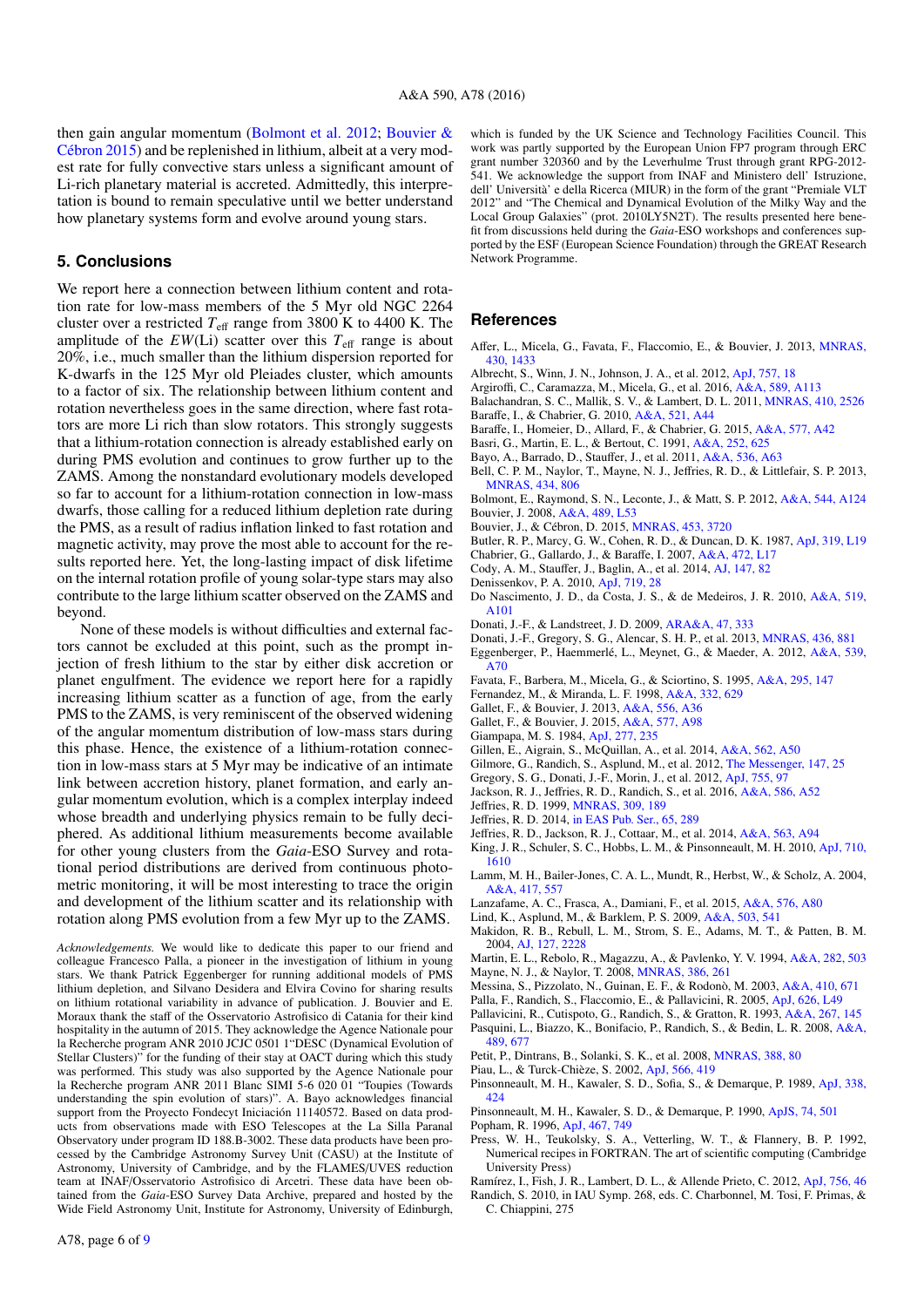then gain angular momentum (Bolmont et al. 2012; Bouvier & Cébron 2015) and be replenished in lithium, albeit at a very modest rate for fully convective stars unless a significant amount of Li-rich planetary material is accreted. Admittedly, this interpretation is bound to remain speculative until we better understand how planetary systems form and evolve around young stars.

## 5. Conclusions

We report here a connection between lithium content and rotation rate for low-mass members of the 5 Myr old NGC 2264 cluster over a restricted $T_{\rm eff}$ range from 3800 K to 4400 K. The amplitude of the $EW$(Li) scatter over this $T_{\rm eff}$ range is about 20%, i.e., much smaller than the lithium dispersion reported for K-dwarfs in the 125 Myr old Pleiades cluster, which amounts to a factor of six. The relationship between lithium content and rotation nevertheless goes in the same direction, where fast rotators are more Li rich than slow rotators. This strongly suggests that a lithium-rotation connection is already established early on during PMS evolution and continues to grow further up to the ZAMS. Among the nonstandard evolutionary models developed so far to account for a lithium-rotation connection in low-mass dwarfs, those calling for a reduced lithium depletion rate during the PMS, as a result of radius inflation linked to fast rotation and magnetic activity, may prove the most able to account for the results reported here. Yet, the long-lasting impact of disk lifetime on the internal rotation profile of young solar-type stars may also contribute to the large lithium scatter observed on the ZAMS and beyond.

None of these models is without difficulties and external factors cannot be excluded at this point, such as the prompt injection of fresh lithium to the star by either disk accretion or planet engulfment. The evidence we report here for a rapidly increasing lithium scatter as a function of age, from the early PMS to the ZAMS, is very reminiscent of the observed widening of the angular momentum distribution of low-mass stars during this phase. Hence, the existence of a lithium-rotation connection in low-mass stars at 5 Myr may be indicative of an intimate link between accretion history, planet formation, and early angular momentum evolution, which is a complex interplay indeed whose breadth and underlying physics remain to be fully deciphered. As additional lithium measurements become available for other young clusters from the *Gaia*-ESO Survey and rotational period distributions are derived from continuous photometric monitoring, it will be most interesting to trace the origin and development of the lithium scatter and its relationship with rotation along PMS evolution from a few Myr up to the ZAMS.

*Acknowledgements.* We would like to dedicate this paper to our friend and colleague Francesco Palla, a pioneer in the investigation of lithium in young stars. We thank Patrick Eggenberger for running additional models of PMS lithium depletion, and Silvano Desidera and Elvira Covino for sharing results on lithium rotational variability in advance of publication. J. Bouvier and E. Moraux thank the staff of the Osservatorio Astrofisico di Catania for their kind hospitality in the autumn of 2015. They acknowledge the Agence Nationale pour la Recherche program ANR 2010 JCJC 0501 1"DESC (Dynamical Evolution of Stellar Clusters)" for the funding of their stay at OACT during which this study was performed. This study was also supported by the Agence Nationale pour la Recherche program ANR 2011 Blanc SIMI 5-6 020 01 "Toupies (Towards understanding the spin evolution of stars)". A. Bayo acknowledges financial support from the Proyecto Fondecyt Iniciación 11140572. Based on data products from observations made with ESO Telescopes at the La Silla Paranal Observatory under program ID 188.B-3002. These data products have been processed by the Cambridge Astronomy Survey Unit (CASU) at the Institute of Astronomy, University of Cambridge, and by the FLAMES/UVES reduction team at INAF/Osservatorio Astrofisico di Arcetri. These data have been obtained from the *Gaia*-ESO Survey Data Archive, prepared and hosted by the Wide Field Astronomy Unit, Institute for Astronomy, University of Edinburgh, which is funded by the UK Science and Technology Facilities Council. This work was partly supported by the European Union FP7 program through ERC grant number 320360 and by the Leverhulme Trust through grant RPG-2012-541. We acknowledge the support from INAF and Ministero dell' Istruzione, dell' Università' e della Ricerca (MIUR) in the form of the grant "Premiale VLT 2012" and "The Chemical and Dynamical Evolution of the Milky Way and the Local Group Galaxies" (prot. 2010LY5N2T). The results presented here benefit from discussions held during the *Gaia*-ESO workshops and conferences supported by the ESF (European Science Foundation) through the GREAT Research Network Programme.

## References

Affer, L., Micela, G., Favata, F., Flaccomio, E., & Bouvier, J. 2013, MNRAS, 430, 1433
Albrecht, S., Winn, J. N., Johnson, J. A., et al. 2012, ApJ, 757, 18
Argiroffi, C., Caramazza, M., Micela, G., et al. 2016, A&A, 589, A113
Balachandran, S. C., Mallik, S. V., & Lambert, D. L. 2011, MNRAS, 410, 2526
Baraffe, I., & Chabrier, G. 2010, A&A, 521, A44
Baraffe, I., Homeier, D., Allard, F., & Chabrier, G. 2015, A&A, 577, A42
Basri, G., Martin, E. L., & Bertout, C. 1991, A&A, 252, 625
Bayo, A., Barrado, D., Stauffer, J., et al. 2011, A&A, 536, A63
Bell, C. P. M., Naylor, T., Mayne, N. J., Jeffries, R. D., & Littlefair, S. P. 2013, MNRAS, 434, 806
Bolmont, E., Raymond, S. N., Leconte, J., & Matt, S. P. 2012, A&A, 544, A124
Bouvier, J. 2008, A&A, 489, L53
Bouvier, J., & Cébron, D. 2015, MNRAS, 453, 3720
Butler, R. P., Marcy, G. W., Cohen, R. D., & Duncan, D. K. 1987, ApJ, 319, L19
Chabrier, G., Gallardo, J., & Baraffe, I. 2007, A&A, 472, L17
Cody, A. M., Stauffer, J., Baglin, A., et al. 2014, AJ, 147, 82
Denissenkov, P. A. 2010, ApJ, 719, 28
Do Nascimento, J. D., da Costa, J. S., & de Medeiros, J. R. 2010, A&A, 519, A101
Donati, J.-F., & Landstreet, J. D. 2009, ARA&A, 47, 333
Donati, J.-F., Gregory, S. G., Alencar, S. H. P., et al. 2013, MNRAS, 436, 881
Eggenberger, P., Haemmerlé, L., Meynet, G., & Maeder, A. 2012, A&A, 539, A70
Favata, F., Barbera, M., Micela, G., & Sciortino, S. 1995, A&A, 295, 147
Fernandez, M., & Miranda, L. F. 1998, A&A, 332, 629
Gallet, F., & Bouvier, J. 2013, A&A, 556, A36
Gallet, F., & Bouvier, J. 2015, A&A, 577, A98
Giampapa, M. S. 1984, ApJ, 277, 235
Gillen, E., Aigrain, S., McQuillan, A., et al. 2014, A&A, 562, A50
Gilmore, G., Randich, S., Asplund, M., et al. 2012, The Messenger, 147, 25
Gregory, S. G., Donati, J.-F., Morin, J., et al. 2012, ApJ, 755, 97
Jackson, R. J., Jeffries, R. D., Randich, S., et al. 2016, A&A, 586, A52
Jeffries, R. D. 1999, MNRAS, 309, 189
Jeffries, R. D. 2014, in EAS Pub. Ser., 65, 289
Jeffries, R. D., Jackson, R. J., Cottaar, M., et al. 2014, A&A, 563, A94
King, J. R., Schuler, S. C., Hobbs, L. M., & Pinsonneault, M. H. 2010, ApJ, 710, 1610
Lamm, M. H., Bailer-Jones, C. A. L., Mundt, R., Herbst, W., & Scholz, A. 2004, A&A, 417, 557
Lanzafame, A. C., Frasca, A., Damiani, F., et al. 2015, A&A, 576, A80
Lind, K., Asplund, M., & Barklem, P. S. 2009, A&A, 503, 541
Makidon, R. B., Rebull, L. M., Strom, S. E., Adams, M. T., & Patten, B. M. 2004, AJ, 127, 2228
Martin, E. L., Rebolo, R., Magazzu, A., & Pavlenko, Y. V. 1994, A&A, 282, 503
Mayne, N. J., & Naylor, T. 2008, MNRAS, 386, 261
Messina, S., Pizzolato, N., Guinan, E. F., & Rodonò, M. 2003, A&A, 410, 671
Palla, F., Randich, S., Flaccomio, E., & Pallavicini, R. 2005, ApJ, 626, L49
Pallavicini, R., Cutispoto, G., Randich, S., & Gratton, R. 1993, A&A, 267, 145
Pasquini, L., Biazzo, K., Bonifacio, P., Randich, S., & Bedin, L. R. 2008, A&A, 489, 677
Petit, P., Dintrans, B., Solanki, S. K., et al. 2008, MNRAS, 388, 80
Piau, L., & Turck-Chièze, S. 2002, ApJ, 566, 419
Pinsonneault, M. H., Kawaler, S. D., Sofia, S., & Demarque, P. 1989, ApJ, 338, 424
Pinsonneault, M. H., Kawaler, S. D., & Demarque, P. 1990, ApJS, 74, 501
Popham, R. 1996, ApJ, 467, 749
Press, W. H., Teukolsky, S. A., Vetterling, W. T., & Flannery, B. P. 1992, Numerical recipes in FORTRAN. The art of scientific computing (Cambridge University Press)
Ramírez, I., Fish, J. R., Lambert, D. L., & Allende Prieto, C. 2012, ApJ, 756, 46
Randich, S. 2010, in IAU Symp. 268, eds. C. Charbonnel, M. Tosi, F. Primas, & C. Chiappini, 275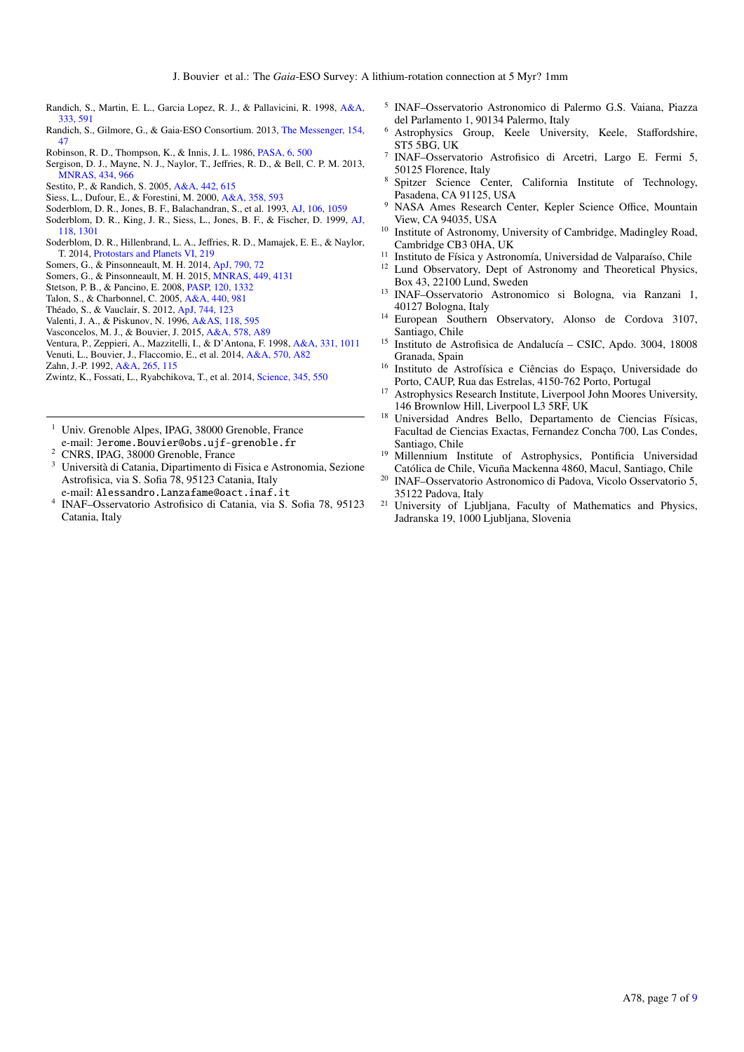Randich, S., Martin, E. L., Garcia Lopez, R. J., & Pallavicini, R. 1998, A&A, 333, 591

Randich, S., Gilmore, G., & Gaia-ESO Consortium. 2013, The Messenger, 154, 47

Robinson, R. D., Thompson, K., & Innis, J. L. 1986, PASA, 6, 500

Sergison, D. J., Mayne, N. J., Naylor, T., Jeffries, R. D., & Bell, C. P. M. 2013, MNRAS, 434, 966

Sestito, P., & Randich, S. 2005, A&A, 442, 615

Siess, L., Dufour, E., & Forestini, M. 2000, A&A, 358, 593

Soderblom, D. R., Jones, B. F., Balachandran, S., et al. 1993, AJ, 106, 1059

Soderblom, D. R., King, J. R., Siess, L., Jones, B. F., & Fischer, D. 1999, AJ, 118, 1301

Soderblom, D. R., Hillenbrand, L. A., Jeffries, R. D., Mamajek, E. E., & Naylor, T. 2014, Protostars and Planets VI, 219

Somers, G., & Pinsonneault, M. H. 2014, ApJ, 790, 72

Somers, G., & Pinsonneault, M. H. 2015, MNRAS, 449, 4131

Stetson, P. B., & Pancino, E. 2008, PASP, 120, 1332

Talon, S., & Charbonnel, C. 2005, A&A, 440, 981

Théado, S., & Vauclair, S. 2012, ApJ, 744, 123

Valenti, J. A., & Piskunov, N. 1996, A&AS, 118, 595

Vasconcelos, M. J., & Bouvier, J. 2015, A&A, 578, A89

Ventura, P., Zeppieri, A., Mazzitelli, I., & D'Antona, F. 1998, A&A, 331, 1011

Venuti, L., Bouvier, J., Flaccomio, E., et al. 2014, A&A, 570, A82

Zahn, J.-P. 1992, A&A, 265, 115

Zwintz, K., Fossati, L., Ryabchikova, T., et al. 2014, Science, 345, 550

---

[1] Univ. Grenoble Alpes, IPAG, 38000 Grenoble, France
e-mail: Jerome.Bouvier@obs.ujf-grenoble.fr

[2] CNRS, IPAG, 38000 Grenoble, France

[3] Università di Catania, Dipartimento di Fisica e Astronomia, Sezione Astrofisica, via S. Sofia 78, 95123 Catania, Italy
e-mail: Alessandro.Lanzafame@oact.inaf.it

[4] INAF–Osservatorio Astrofisico di Catania, via S. Sofia 78, 95123 Catania, Italy

[5] INAF–Osservatorio Astronomico di Palermo G.S. Vaiana, Piazza del Parlamento 1, 90134 Palermo, Italy

[6] Astrophysics Group, Keele University, Keele, Staffordshire, ST5 5BG, UK

[7] INAF–Osservatorio Astrofisico di Arcetri, Largo E. Fermi 5, 50125 Florence, Italy

[8] Spitzer Science Center, California Institute of Technology, Pasadena, CA 91125, USA

[9] NASA Ames Research Center, Kepler Science Office, Mountain View, CA 94035, USA

[10] Institute of Astronomy, University of Cambridge, Madingley Road, Cambridge CB3 0HA, UK

[11] Instituto de Física y Astronomía, Universidad de Valparaíso, Chile

[12] Lund Observatory, Dept of Astronomy and Theoretical Physics, Box 43, 22100 Lund, Sweden

[13] INAF–Osservatorio Astronomico si Bologna, via Ranzani 1, 40127 Bologna, Italy

[14] European Southern Observatory, Alonso de Cordova 3107, Santiago, Chile

[15] Instituto de Astrofisica de Andalucía – CSIC, Apdo. 3004, 18008 Granada, Spain

[16] Instituto de Astrofísica e Ciências do Espaço, Universidade do Porto, CAUP, Rua das Estrelas, 4150-762 Porto, Portugal

[17] Astrophysics Research Institute, Liverpool John Moores University, 146 Brownlow Hill, Liverpool L3 5RF, UK

[18] Universidad Andres Bello, Departamento de Ciencias Físicas, Facultad de Ciencias Exactas, Fernandez Concha 700, Las Condes, Santiago, Chile

[19] Millennium Institute of Astrophysics, Pontificia Universidad Católica de Chile, Vicuña Mackenna 4860, Macul, Santiago, Chile

[20] INAF–Osservatorio Astronomico di Padova, Vicolo Osservatorio 5, 35122 Padova, Italy

[21] University of Ljubljana, Faculty of Mathematics and Physics, Jadranska 19, 1000 Ljubljana, Slovenia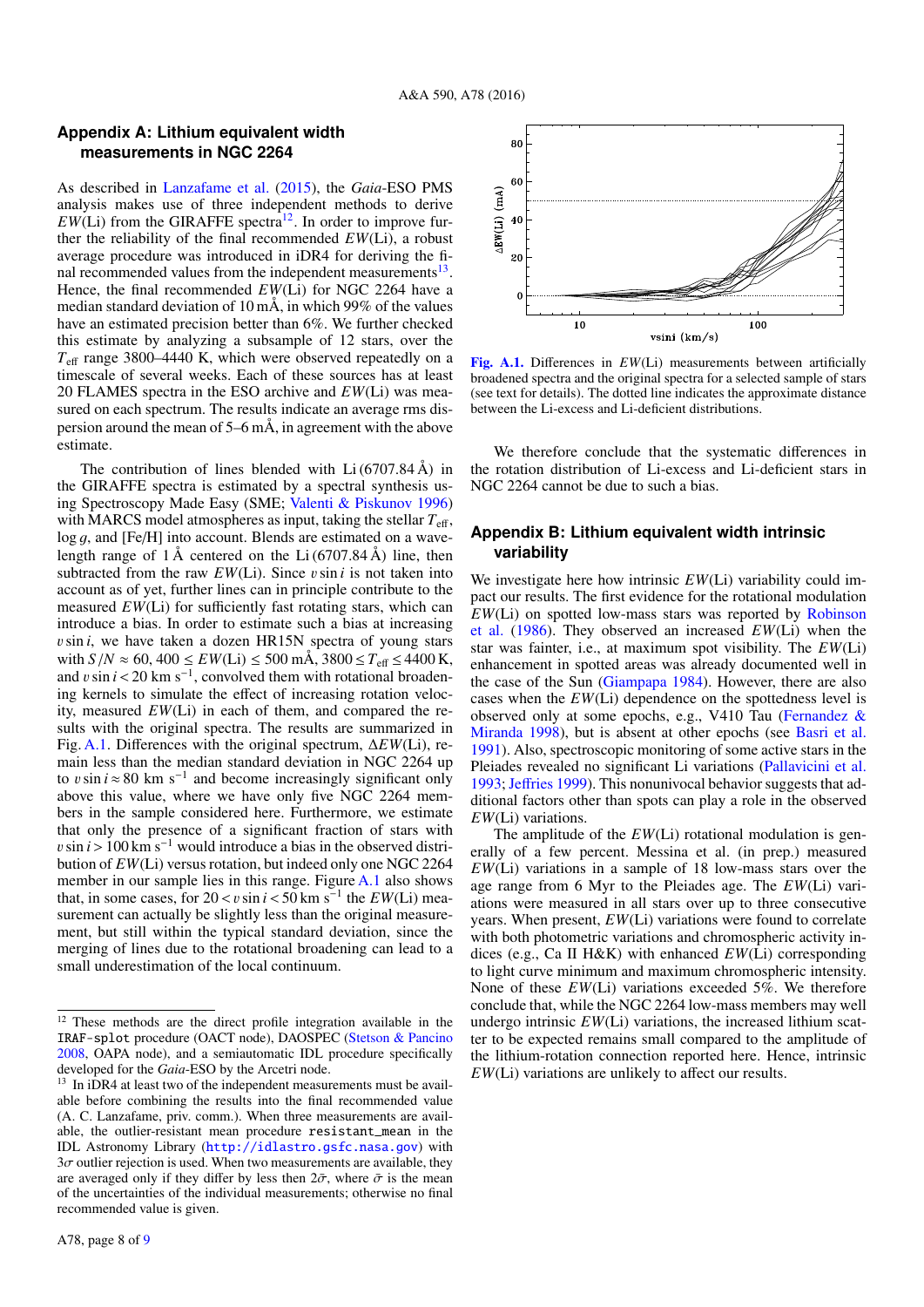## Appendix A: Lithium equivalent width measurements in NGC 2264

As described in Lanzafame et al. (2015), the *Gaia*-ESO PMS analysis makes use of three independent methods to derive $EW$(Li) from the GIRAFFE spectra[12]. In order to improve further the reliability of the final recommended $EW$(Li), a robust average procedure was introduced in iDR4 for deriving the final recommended values from the independent measurements[13]. Hence, the final recommended $EW$(Li) for NGC 2264 have a median standard deviation of 10 mÅ, in which 99% of the values have an estimated precision better than 6%. We further checked this estimate by analyzing a subsample of 12 stars, over the $T_{\rm eff}$ range 3800–4440 K, which were observed repeatedly on a timescale of several weeks. Each of these sources has at least 20 FLAMES spectra in the ESO archive and $EW$(Li) was measured on each spectrum. The results indicate an average rms dispersion around the mean of 5–6 mÅ, in agreement with the above estimate.

The contribution of lines blended with Li (6707.84 Å) in the GIRAFFE spectra is estimated by a spectral synthesis using Spectroscopy Made Easy (SME; Valenti & Piskunov 1996) with MARCS model atmospheres as input, taking the stellar $T_{\rm eff}$, $\log g$, and [Fe/H] into account. Blends are estimated on a wavelength range of 1 Å centered on the Li (6707.84 Å) line, then subtracted from the raw $EW$(Li). Since $v\sin i$ is not taken into account as of yet, further lines can in principle contribute to the measured $EW$(Li) for sufficiently fast rotating stars, which can introduce a bias. In order to estimate such a bias at increasing $v\sin i$, we have taken a dozen HR15N spectra of young stars with $S/N \approx 60$, $400 \leq EW(\rm Li) \leq 500$ mÅ, $3800 \leq T_{\rm eff} \leq 4400$ K, and $v\sin i < 20$ km s$^{-1}$, convolved them with rotational broadening kernels to simulate the effect of increasing rotation velocity, measured $EW$(Li) in each of them, and compared the results with the original spectra. The results are summarized in Fig. A.1. Differences with the original spectrum, $\Delta EW$(Li), remain less than the median standard deviation in NGC 2264 up to $v\sin i \approx 80$ km s$^{-1}$ and become increasingly significant only above this value, where we have only five NGC 2264 members in the sample considered here. Furthermore, we estimate that only the presence of a significant fraction of stars with $v\sin i > 100$ km s$^{-1}$ would introduce a bias in the observed distribution of $EW$(Li) versus rotation, but indeed only one NGC 2264 member in our sample lies in this range. Figure A.1 also shows that, in some cases, for $20 < v\sin i < 50$ km s$^{-1}$ the $EW$(Li) measurement can actually be slightly less than the original measurement, but still within the typical standard deviation, since the merging of lines due to the rotational broadening can lead to a small underestimation of the local continuum.

**Fig. A.1.** Differences in $EW$(Li) measurements between artificially broadened spectra and the original spectra for a selected sample of stars (see text for details). The dotted line indicates the approximate distance between the Li-excess and Li-deficient distributions.

We therefore conclude that the systematic differences in the rotation distribution of Li-excess and Li-deficient stars in NGC 2264 cannot be due to such a bias.

## Appendix B: Lithium equivalent width intrinsic variability

We investigate here how intrinsic $EW$(Li) variability could impact our results. The first evidence for the rotational modulation $EW$(Li) on spotted low-mass stars was reported by Robinson et al. (1986). They observed an increased $EW$(Li) when the star was fainter, i.e., at maximum spot visibility. The $EW$(Li) enhancement in spotted areas was already documented well in the case of the Sun (Giampapa 1984). However, there are also cases when the $EW$(Li) dependence on the spottedness level is observed only at some epochs, e.g., V410 Tau (Fernandez & Miranda 1998), but is absent at other epochs (see Basri et al. 1991). Also, spectroscopic monitoring of some active stars in the Pleiades revealed no significant Li variations (Pallavicini et al. 1993; Jeffries 1999). This nonunivocal behavior suggests that additional factors other than spots can play a role in the observed $EW$(Li) variations.

The amplitude of the $EW$(Li) rotational modulation is generally of a few percent. Messina et al. (in prep.) measured $EW$(Li) variations in a sample of 18 low-mass stars over the age range from 6 Myr to the Pleiades age. The $EW$(Li) variations were measured in all stars over up to three consecutive years. When present, $EW$(Li) variations were found to correlate with both photometric variations and chromospheric activity indices (e.g., Ca II H&K) with enhanced $EW$(Li) corresponding to light curve minimum and maximum chromospheric intensity. None of these $EW$(Li) variations exceeded 5%. We therefore conclude that, while the NGC 2264 low-mass members may well undergo intrinsic $EW$(Li) variations, the increased lithium scatter to be expected remains small compared to the amplitude of the lithium-rotation connection reported here. Hence, intrinsic $EW$(Li) variations are unlikely to affect our results.

---

[12] These methods are the direct profile integration available in the `IRAF-splot` procedure (OACT node), DAOSPEC (Stetson & Pancino 2008, OAPA node), and a semiautomatic IDL procedure specifically developed for the *Gaia*-ESO by the Arcetri node.

[13] In iDR4 at least two of the independent measurements must be available before combining the results into the final recommended value (A. C. Lanzafame, priv. comm.). When three measurements are available, the outlier-resistant mean procedure `resistant_mean` in the IDL Astronomy Library (`http://idlastro.gsfc.nasa.gov`) with $3\sigma$ outlier rejection is used. When two measurements are available, they are averaged only if they differ by less then $2\bar{\sigma}$, where $\bar{\sigma}$ is the mean of the uncertainties of the individual measurements; otherwise no final recommended value is given.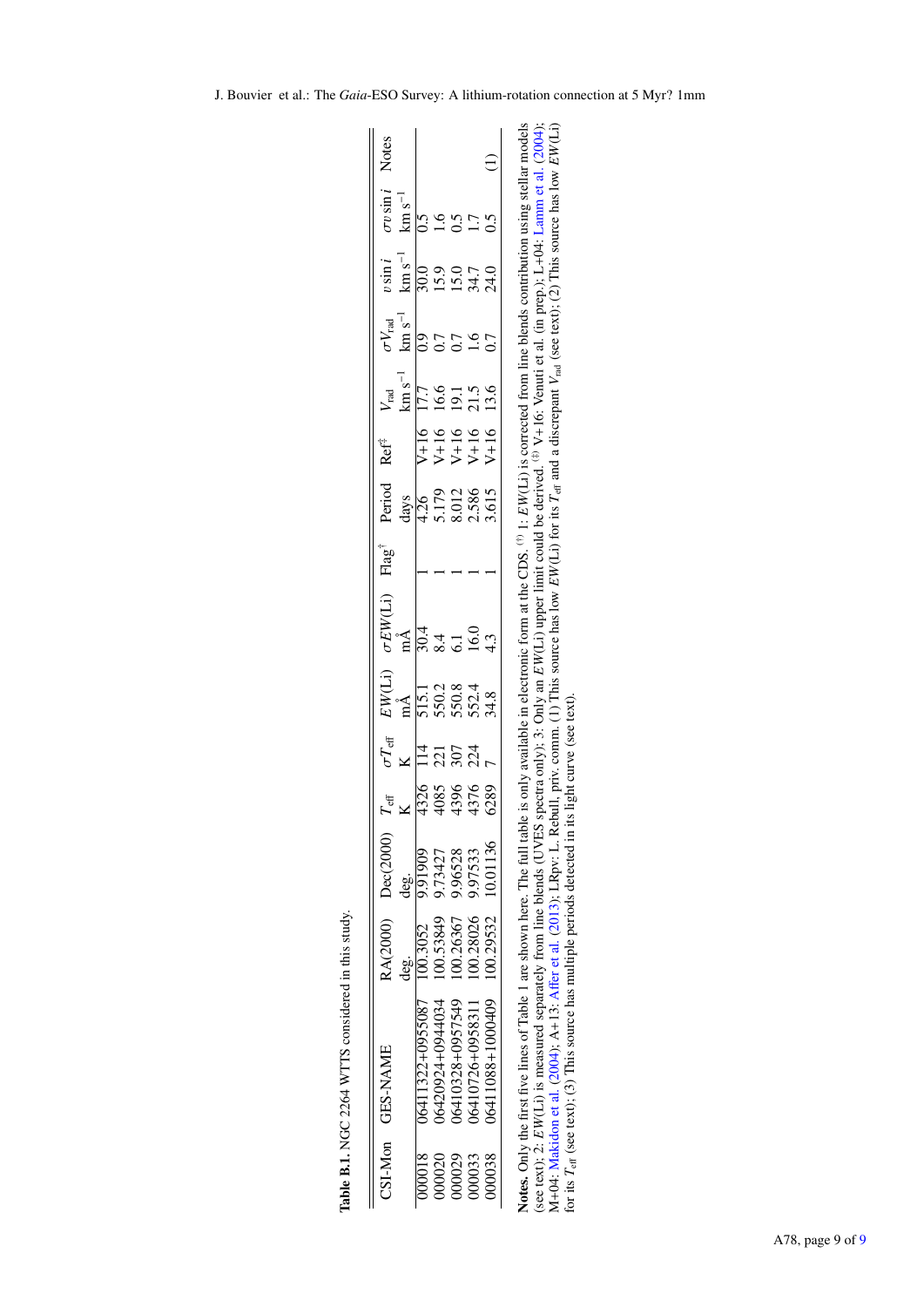**Table B.1.** NGC 2264 WTTS considered in this study.

| CSI-Mon | GES-NAME | RA(2000) | Dec(2000) | $T_{\rm eff}$ | $\sigma T_{\rm eff}$ | $EW$(Li) | $\sigma EW$(Li) | Flag[†] | Period | Ref[‡] | $V_{\rm rad}$ | $\sigma V_{\rm rad}$ | $v \sin i$ | $\sigma v \sin i$ | Notes |
|---|---|---|---|---|---|---|---|---|---|---|---|---|---|---|---|
| | | deg. | deg. | K | K | mÅ | mÅ | | days | | km s$^{-1}$ | km s$^{-1}$ | km s$^{-1}$ | km s$^{-1}$ | |
| 000018 | 06411322+0955087 | 100.3052 | 9.91909 | 4326 | 114 | 515.1 | 30.4 | 1 | 4.26 | V+16 | 17.7 | 0.9 | 30.0 | 0.5 | |
| 000020 | 06420924+0944034 | 100.53849 | 9.73427 | 4085 | 221 | 550.2 | 8.4 | 1 | 5.179 | V+16 | 16.6 | 0.7 | 15.9 | 1.6 | |
| 000029 | 06410328+0957549 | 100.26367 | 9.96528 | 4396 | 307 | 550.8 | 6.1 | 1 | 8.012 | V+16 | 19.1 | 0.7 | 15.0 | 0.5 | |
| 000033 | 06410726+0958311 | 100.28026 | 9.97533 | 4376 | 224 | 552.4 | 16.0 | 1 | 2.586 | V+16 | 21.5 | 1.6 | 34.7 | 1.7 | |
| 000038 | 06411088+1000409 | 100.29532 | 10.01136 | 6289 | 7 | 34.8 | 4.3 | 1 | 3.615 | V+16 | 13.6 | 0.7 | 24.0 | 0.5 | (1) |

**Notes.** Only the first five lines of Table 1 are shown here. The full table is only available in electronic form at the CDS. [(†)] 1: $EW$(Li) is corrected from line blends contribution using stellar models (see text); 2: $EW$(Li) is measured separately from line blends (UVES spectra only); 3: Only an $EW$(Li) upper limit could be derived. [(‡)] V+16: Venuti et al. (in prep.); L+04: Lamm et al. (2004); M+04: Makidon et al. (2004); A+13: Affer et al. (2013); LRpv: L. Rebull, priv. comm. (1) This source has low $EW$(Li) for its $T_{\rm eff}$ and a discrepant $V_{\rm rad}$ (see text); (2) This source has low $EW$(Li) for its $T_{\rm eff}$ (see text); (3) This source has multiple periods detected in its light curve (see text).